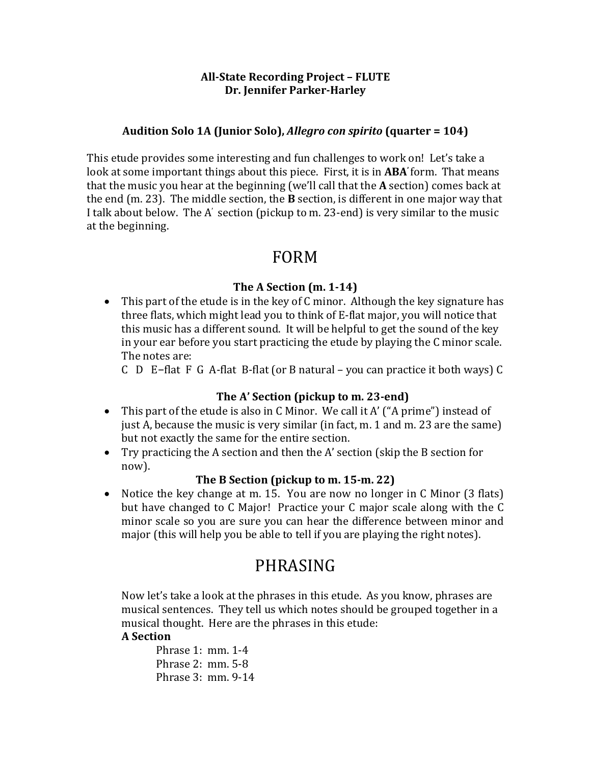**All-State Recording Project – FLUTE**
**Dr. Jennifer Parker-Harley**

**Audition Solo 1A (Junior Solo), *Allegro con spirito* (quarter = 104)**

This etude provides some interesting and fun challenges to work on! Let's take a look at some important things about this piece. First, it is in **ABA**′ form. That means that the music you hear at the beginning (we'll call that the **A** section) comes back at the end (m. 23). The middle section, the **B** section, is different in one major way that I talk about below. The A′ section (pickup to m. 23-end) is very similar to the music at the beginning.

# FORM

### The A Section (m. 1-14)

- This part of the etude is in the key of C minor. Although the key signature has three flats, which might lead you to think of E-flat major, you will notice that this music has a different sound. It will be helpful to get the sound of the key in your ear before you start practicing the etude by playing the C minor scale. The notes are:
  C D E–flat F G A-flat B-flat (or B natural – you can practice it both ways) C

### The A' Section (pickup to m. 23-end)

- This part of the etude is also in C Minor. We call it A' ("A prime") instead of just A, because the music is very similar (in fact, m. 1 and m. 23 are the same) but not exactly the same for the entire section.
- Try practicing the A section and then the A' section (skip the B section for now).

### The B Section (pickup to m. 15-m. 22)

- Notice the key change at m. 15. You are now no longer in C Minor (3 flats) but have changed to C Major! Practice your C major scale along with the C minor scale so you are sure you can hear the difference between minor and major (this will help you be able to tell if you are playing the right notes).

# PHRASING

Now let's take a look at the phrases in this etude. As you know, phrases are musical sentences. They tell us which notes should be grouped together in a musical thought. Here are the phrases in this etude:

**A Section**

Phrase 1: mm. 1-4
Phrase 2: mm. 5-8
Phrase 3: mm. 9-14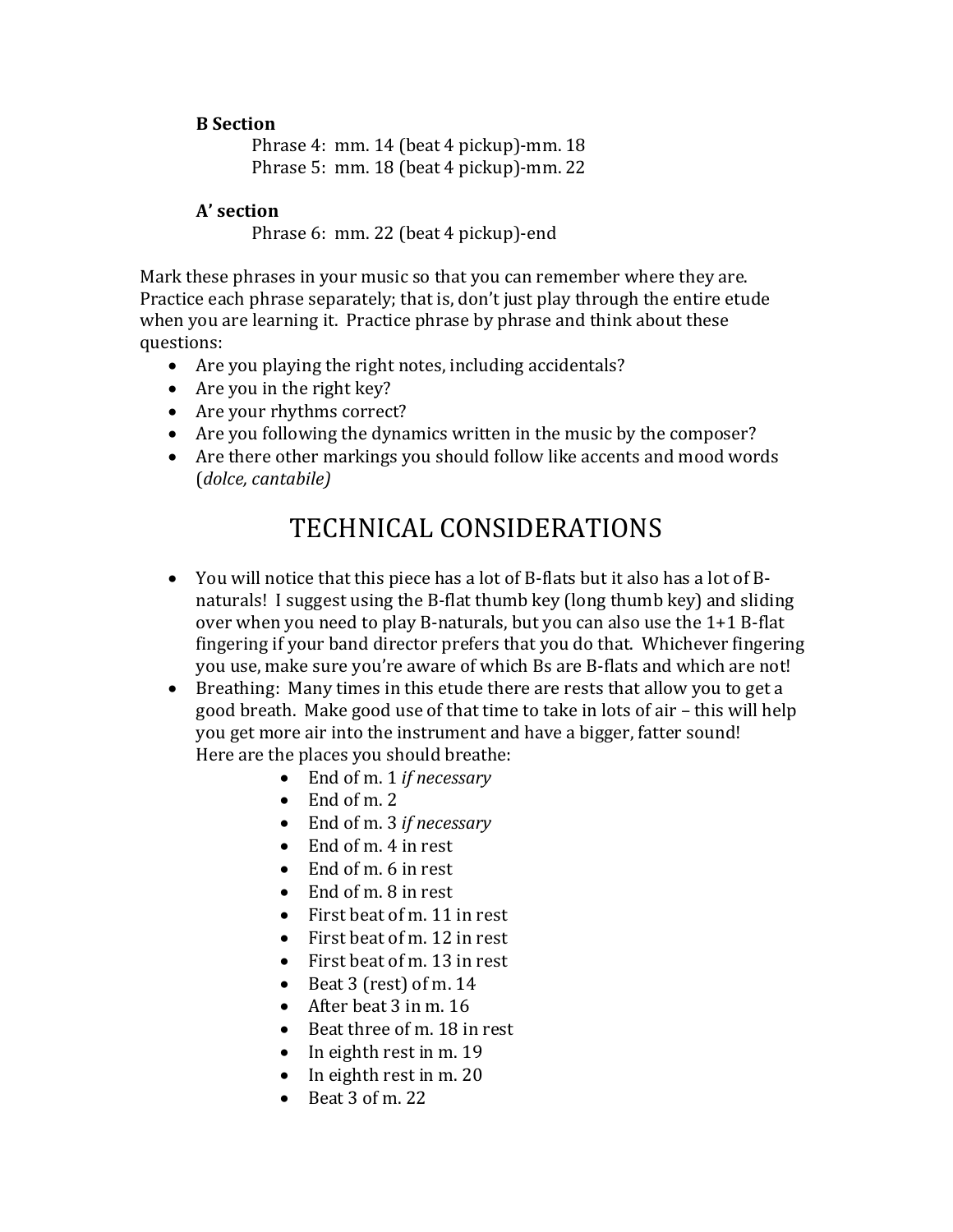**B Section**

Phrase 4: mm. 14 (beat 4 pickup)-mm. 18

Phrase 5: mm. 18 (beat 4 pickup)-mm. 22

**A' section**

Phrase 6: mm. 22 (beat 4 pickup)-end

Mark these phrases in your music so that you can remember where they are. Practice each phrase separately; that is, don't just play through the entire etude when you are learning it. Practice phrase by phrase and think about these questions:

- Are you playing the right notes, including accidentals?
- Are you in the right key?
- Are your rhythms correct?
- Are you following the dynamics written in the music by the composer?
- Are there other markings you should follow like accents and mood words (*dolce, cantabile)*

## TECHNICAL CONSIDERATIONS

- You will notice that this piece has a lot of B-flats but it also has a lot of B-naturals! I suggest using the B-flat thumb key (long thumb key) and sliding over when you need to play B-naturals, but you can also use the 1+1 B-flat fingering if your band director prefers that you do that. Whichever fingering you use, make sure you're aware of which Bs are B-flats and which are not!
- Breathing: Many times in this etude there are rests that allow you to get a good breath. Make good use of that time to take in lots of air – this will help you get more air into the instrument and have a bigger, fatter sound! Here are the places you should breathe:
    - End of m. 1 *if necessary*
    - End of m. 2
    - End of m. 3 *if necessary*
    - End of m. 4 in rest
    - End of m. 6 in rest
    - End of m. 8 in rest
    - First beat of m. 11 in rest
    - First beat of m. 12 in rest
    - First beat of m. 13 in rest
    - Beat 3 (rest) of m. 14
    - After beat 3 in m. 16
    - Beat three of m. 18 in rest
    - In eighth rest in m. 19
    - In eighth rest in m. 20
    - Beat 3 of m. 22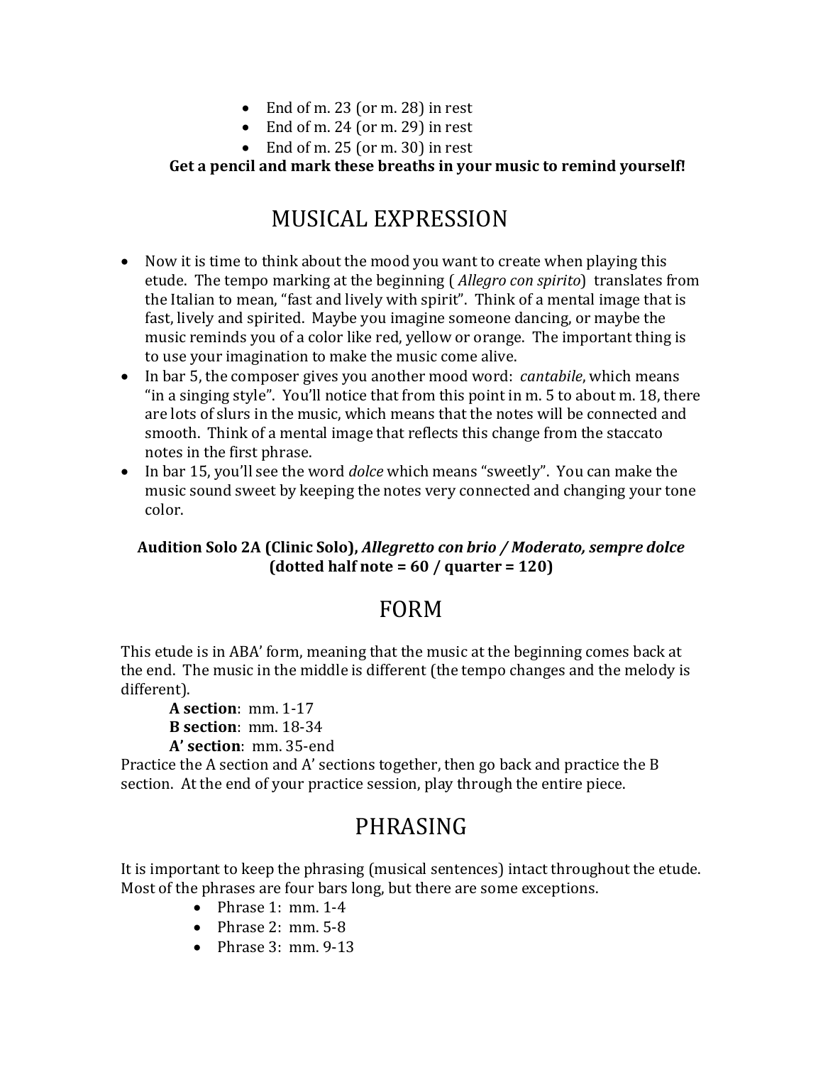- End of m. 23 (or m. 28) in rest
- End of m. 24 (or m. 29) in rest
- End of m. 25 (or m. 30) in rest

**Get a pencil and mark these breaths in your music to remind yourself!**

## MUSICAL EXPRESSION

- Now it is time to think about the mood you want to create when playing this etude. The tempo marking at the beginning ( *Allegro con spirito*) translates from the Italian to mean, "fast and lively with spirit". Think of a mental image that is fast, lively and spirited. Maybe you imagine someone dancing, or maybe the music reminds you of a color like red, yellow or orange. The important thing is to use your imagination to make the music come alive.
- In bar 5, the composer gives you another mood word: *cantabile*, which means "in a singing style". You'll notice that from this point in m. 5 to about m. 18, there are lots of slurs in the music, which means that the notes will be connected and smooth. Think of a mental image that reflects this change from the staccato notes in the first phrase.
- In bar 15, you'll see the word *dolce* which means "sweetly". You can make the music sound sweet by keeping the notes very connected and changing your tone color.

**Audition Solo 2A (Clinic Solo), *Allegretto con brio / Moderato, sempre dolce* (dotted half note = 60 / quarter = 120)**

## FORM

This etude is in ABA' form, meaning that the music at the beginning comes back at the end. The music in the middle is different (the tempo changes and the melody is different).

**A section**: mm. 1-17
**B section**: mm. 18-34
**A' section**: mm. 35-end

Practice the A section and A' sections together, then go back and practice the B section. At the end of your practice session, play through the entire piece.

## PHRASING

It is important to keep the phrasing (musical sentences) intact throughout the etude. Most of the phrases are four bars long, but there are some exceptions.

- Phrase 1: mm. 1-4
- Phrase 2: mm. 5-8
- Phrase 3: mm. 9-13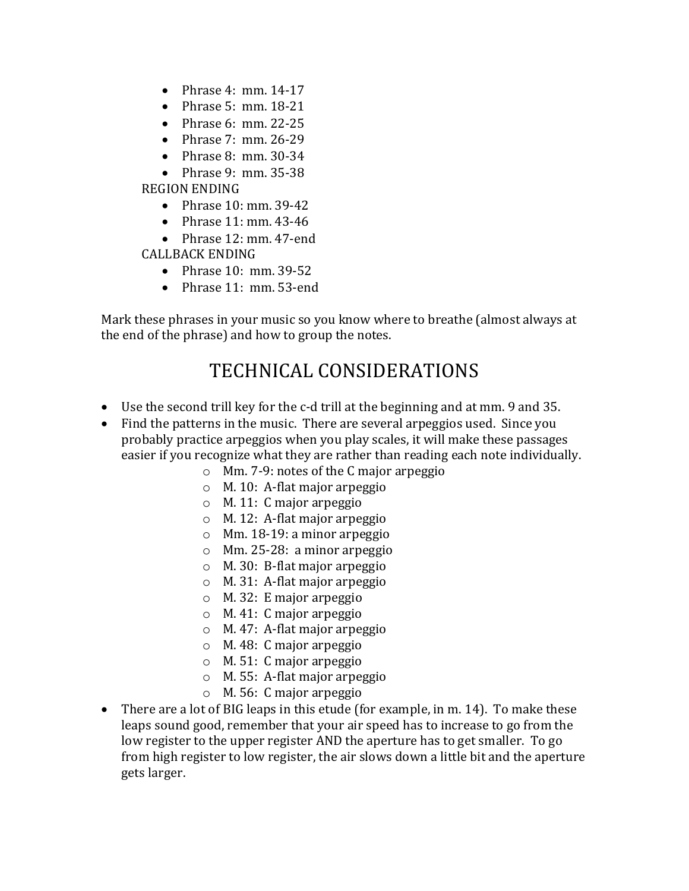- Phrase 4: mm. 14-17
- Phrase 5: mm. 18-21
- Phrase 6: mm. 22-25
- Phrase 7: mm. 26-29
- Phrase 8: mm. 30-34
- Phrase 9: mm. 35-38

REGION ENDING

- Phrase 10: mm. 39-42
- Phrase 11: mm. 43-46
- Phrase 12: mm. 47-end

CALLBACK ENDING

- Phrase 10: mm. 39-52
- Phrase 11: mm. 53-end

Mark these phrases in your music so you know where to breathe (almost always at the end of the phrase) and how to group the notes.

## TECHNICAL CONSIDERATIONS

- Use the second trill key for the c-d trill at the beginning and at mm. 9 and 35.
- Find the patterns in the music. There are several arpeggios used. Since you probably practice arpeggios when you play scales, it will make these passages easier if you recognize what they are rather than reading each note individually.
    - Mm. 7-9: notes of the C major arpeggio
    - M. 10: A-flat major arpeggio
    - M. 11: C major arpeggio
    - M. 12: A-flat major arpeggio
    - Mm. 18-19: a minor arpeggio
    - Mm. 25-28: a minor arpeggio
    - M. 30: B-flat major arpeggio
    - M. 31: A-flat major arpeggio
    - M. 32: E major arpeggio
    - M. 41: C major arpeggio
    - M. 47: A-flat major arpeggio
    - M. 48: C major arpeggio
    - M. 51: C major arpeggio
    - M. 55: A-flat major arpeggio
    - M. 56: C major arpeggio
- There are a lot of BIG leaps in this etude (for example, in m. 14). To make these leaps sound good, remember that your air speed has to increase to go from the low register to the upper register AND the aperture has to get smaller. To go from high register to low register, the air slows down a little bit and the aperture gets larger.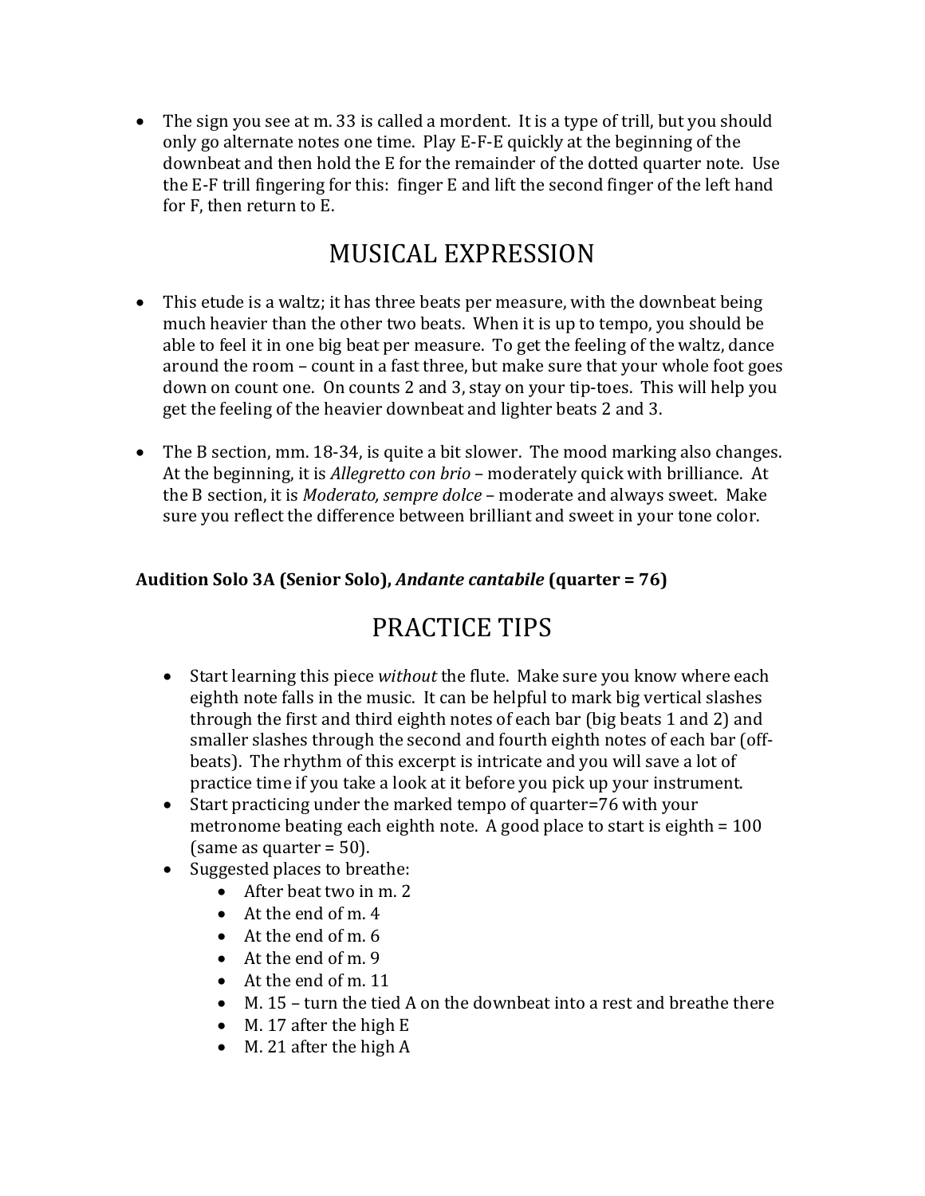- The sign you see at m. 33 is called a mordent. It is a type of trill, but you should only go alternate notes one time. Play E-F-E quickly at the beginning of the downbeat and then hold the E for the remainder of the dotted quarter note. Use the E-F trill fingering for this: finger E and lift the second finger of the left hand for F, then return to E.

## MUSICAL EXPRESSION

- This etude is a waltz; it has three beats per measure, with the downbeat being much heavier than the other two beats. When it is up to tempo, you should be able to feel it in one big beat per measure. To get the feeling of the waltz, dance around the room – count in a fast three, but make sure that your whole foot goes down on count one. On counts 2 and 3, stay on your tip-toes. This will help you get the feeling of the heavier downbeat and lighter beats 2 and 3.

- The B section, mm. 18-34, is quite a bit slower. The mood marking also changes. At the beginning, it is *Allegretto con brio* – moderately quick with brilliance. At the B section, it is *Moderato, sempre dolce* – moderate and always sweet. Make sure you reflect the difference between brilliant and sweet in your tone color.

**Audition Solo 3A (Senior Solo), *Andante cantabile* (quarter = 76)**

## PRACTICE TIPS

- Start learning this piece *without* the flute. Make sure you know where each eighth note falls in the music. It can be helpful to mark big vertical slashes through the first and third eighth notes of each bar (big beats 1 and 2) and smaller slashes through the second and fourth eighth notes of each bar (off-beats). The rhythm of this excerpt is intricate and you will save a lot of practice time if you take a look at it before you pick up your instrument.
- Start practicing under the marked tempo of quarter=76 with your metronome beating each eighth note. A good place to start is eighth = 100 (same as quarter = 50).
- Suggested places to breathe:
    - After beat two in m. 2
    - At the end of m. 4
    - At the end of m. 6
    - At the end of m. 9
    - At the end of m. 11
    - M. 15 – turn the tied A on the downbeat into a rest and breathe there
    - M. 17 after the high E
    - M. 21 after the high A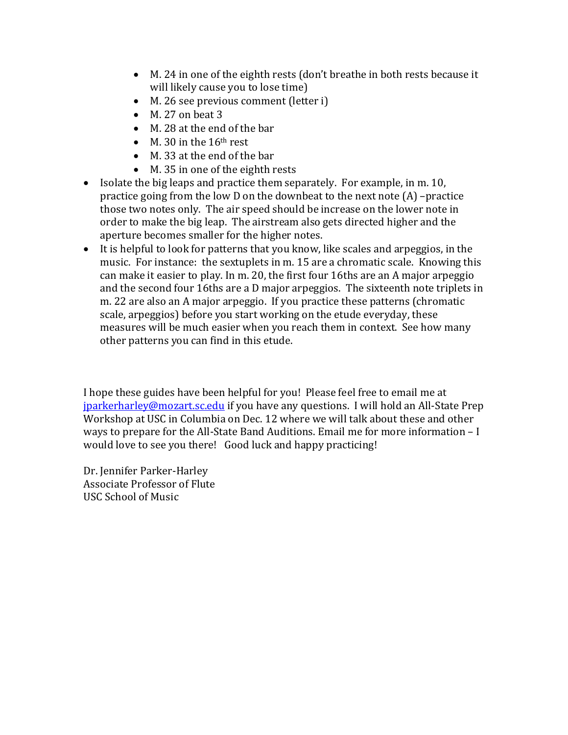- M. 24 in one of the eighth rests (don't breathe in both rests because it will likely cause you to lose time)
  - M. 26 see previous comment (letter i)
  - M. 27 on beat 3
  - M. 28 at the end of the bar
  - M. 30 in the 16th rest
  - M. 33 at the end of the bar
  - M. 35 in one of the eighth rests
- Isolate the big leaps and practice them separately. For example, in m. 10, practice going from the low D on the downbeat to the next note (A) –practice those two notes only. The air speed should be increase on the lower note in order to make the big leap. The airstream also gets directed higher and the aperture becomes smaller for the higher notes.
- It is helpful to look for patterns that you know, like scales and arpeggios, in the music. For instance: the sextuplets in m. 15 are a chromatic scale. Knowing this can make it easier to play. In m. 20, the first four 16ths are an A major arpeggio and the second four 16ths are a D major arpeggios. The sixteenth note triplets in m. 22 are also an A major arpeggio. If you practice these patterns (chromatic scale, arpeggios) before you start working on the etude everyday, these measures will be much easier when you reach them in context. See how many other patterns you can find in this etude.

I hope these guides have been helpful for you! Please feel free to email me at jparkerharley@mozart.sc.edu if you have any questions. I will hold an All-State Prep Workshop at USC in Columbia on Dec. 12 where we will talk about these and other ways to prepare for the All-State Band Auditions. Email me for more information – I would love to see you there! Good luck and happy practicing!

Dr. Jennifer Parker-Harley
Associate Professor of Flute
USC School of Music